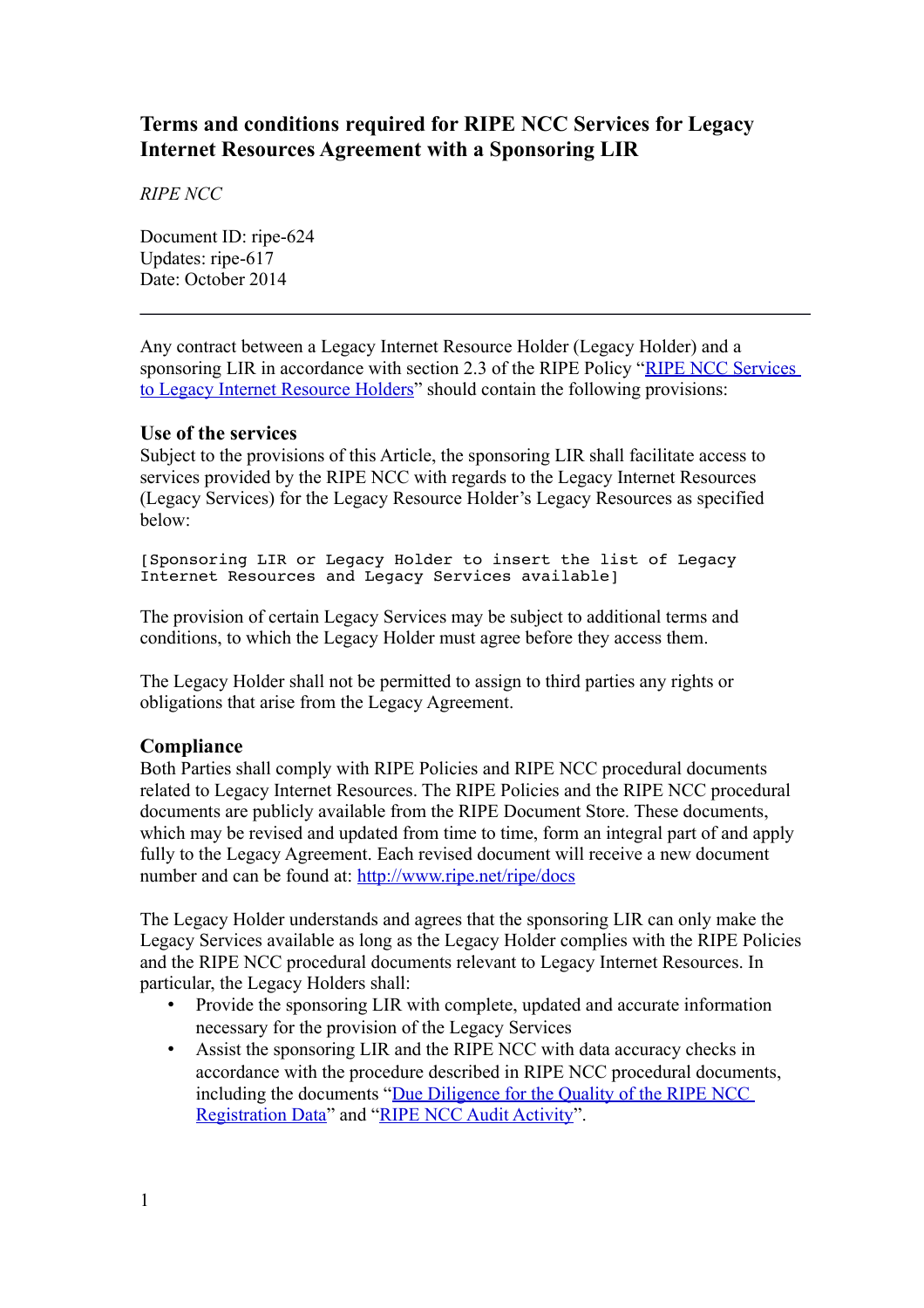# Terms and conditions required for RIPE NCC Services for Legacy Internet Resources Agreement with a Sponsoring LIR

*RIPE NCC*

Document ID: ripe-624
Updates: ripe-617
Date: October 2014

---

Any contract between a Legacy Internet Resource Holder (Legacy Holder) and a sponsoring LIR in accordance with section 2.3 of the RIPE Policy "RIPE NCC Services to Legacy Internet Resource Holders" should contain the following provisions:

## Use of the services

Subject to the provisions of this Article, the sponsoring LIR shall facilitate access to services provided by the RIPE NCC with regards to the Legacy Internet Resources (Legacy Services) for the Legacy Resource Holder's Legacy Resources as specified below:

```
[Sponsoring LIR or Legacy Holder to insert the list of Legacy
Internet Resources and Legacy Services available]
```

The provision of certain Legacy Services may be subject to additional terms and conditions, to which the Legacy Holder must agree before they access them.

The Legacy Holder shall not be permitted to assign to third parties any rights or obligations that arise from the Legacy Agreement.

## Compliance

Both Parties shall comply with RIPE Policies and RIPE NCC procedural documents related to Legacy Internet Resources. The RIPE Policies and the RIPE NCC procedural documents are publicly available from the RIPE Document Store. These documents, which may be revised and updated from time to time, form an integral part of and apply fully to the Legacy Agreement. Each revised document will receive a new document number and can be found at: http://www.ripe.net/ripe/docs

The Legacy Holder understands and agrees that the sponsoring LIR can only make the Legacy Services available as long as the Legacy Holder complies with the RIPE Policies and the RIPE NCC procedural documents relevant to Legacy Internet Resources. In particular, the Legacy Holders shall:

- Provide the sponsoring LIR with complete, updated and accurate information necessary for the provision of the Legacy Services
- Assist the sponsoring LIR and the RIPE NCC with data accuracy checks in accordance with the procedure described in RIPE NCC procedural documents, including the documents "Due Diligence for the Quality of the RIPE NCC Registration Data" and "RIPE NCC Audit Activity".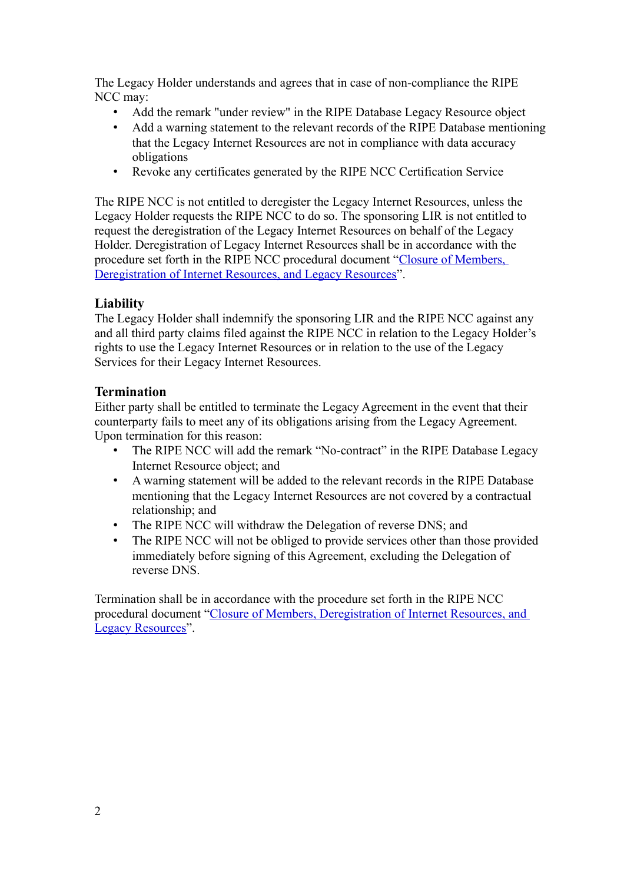The Legacy Holder understands and agrees that in case of non-compliance the RIPE NCC may:

- Add the remark "under review" in the RIPE Database Legacy Resource object
- Add a warning statement to the relevant records of the RIPE Database mentioning that the Legacy Internet Resources are not in compliance with data accuracy obligations
- Revoke any certificates generated by the RIPE NCC Certification Service

The RIPE NCC is not entitled to deregister the Legacy Internet Resources, unless the Legacy Holder requests the RIPE NCC to do so. The sponsoring LIR is not entitled to request the deregistration of the Legacy Internet Resources on behalf of the Legacy Holder. Deregistration of Legacy Internet Resources shall be in accordance with the procedure set forth in the RIPE NCC procedural document "Closure of Members, Deregistration of Internet Resources, and Legacy Resources".

### Liability

The Legacy Holder shall indemnify the sponsoring LIR and the RIPE NCC against any and all third party claims filed against the RIPE NCC in relation to the Legacy Holder's rights to use the Legacy Internet Resources or in relation to the use of the Legacy Services for their Legacy Internet Resources.

### Termination

Either party shall be entitled to terminate the Legacy Agreement in the event that their counterparty fails to meet any of its obligations arising from the Legacy Agreement. Upon termination for this reason:

- The RIPE NCC will add the remark "No-contract" in the RIPE Database Legacy Internet Resource object; and
- A warning statement will be added to the relevant records in the RIPE Database mentioning that the Legacy Internet Resources are not covered by a contractual relationship; and
- The RIPE NCC will withdraw the Delegation of reverse DNS; and
- The RIPE NCC will not be obliged to provide services other than those provided immediately before signing of this Agreement, excluding the Delegation of reverse DNS.

Termination shall be in accordance with the procedure set forth in the RIPE NCC procedural document "Closure of Members, Deregistration of Internet Resources, and Legacy Resources".